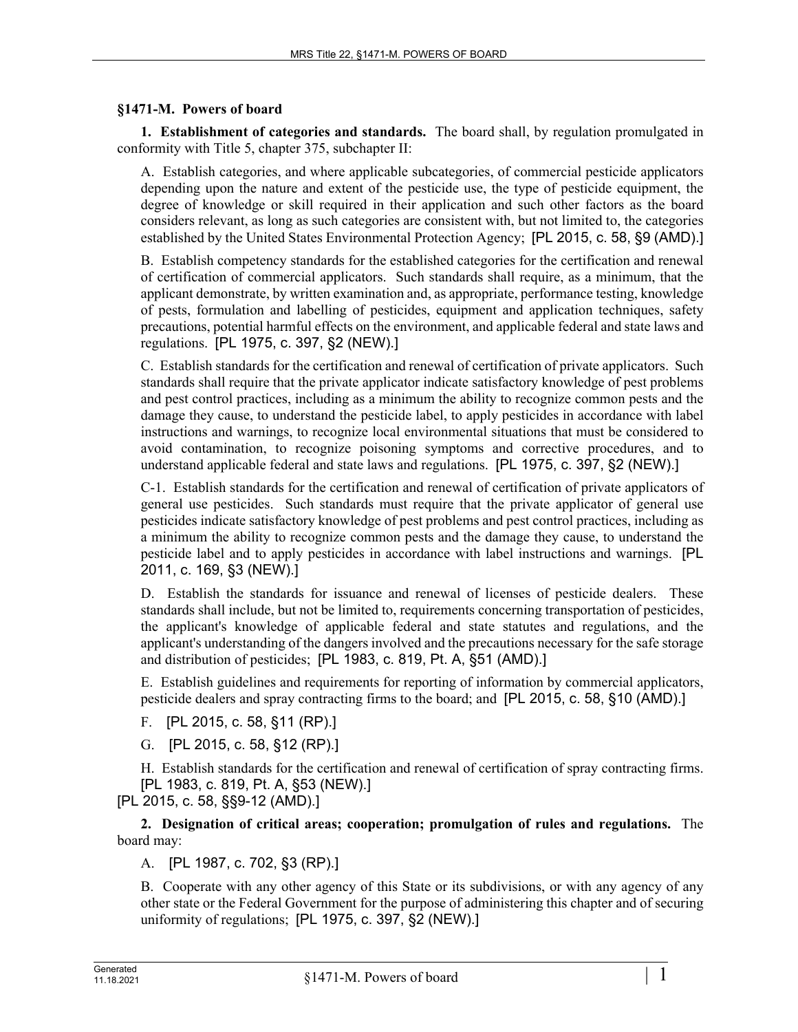## §1471-M. Powers of board

**1. Establishment of categories and standards.** The board shall, by regulation promulgated in conformity with Title 5, chapter 375, subchapter II:

A. Establish categories, and where applicable subcategories, of commercial pesticide applicators depending upon the nature and extent of the pesticide use, the type of pesticide equipment, the degree of knowledge or skill required in their application and such other factors as the board considers relevant, as long as such categories are consistent with, but not limited to, the categories established by the United States Environmental Protection Agency; [PL 2015, c. 58, §9 (AMD).]

B. Establish competency standards for the established categories for the certification and renewal of certification of commercial applicators. Such standards shall require, as a minimum, that the applicant demonstrate, by written examination and, as appropriate, performance testing, knowledge of pests, formulation and labelling of pesticides, equipment and application techniques, safety precautions, potential harmful effects on the environment, and applicable federal and state laws and regulations. [PL 1975, c. 397, §2 (NEW).]

C. Establish standards for the certification and renewal of certification of private applicators. Such standards shall require that the private applicator indicate satisfactory knowledge of pest problems and pest control practices, including as a minimum the ability to recognize common pests and the damage they cause, to understand the pesticide label, to apply pesticides in accordance with label instructions and warnings, to recognize local environmental situations that must be considered to avoid contamination, to recognize poisoning symptoms and corrective procedures, and to understand applicable federal and state laws and regulations. [PL 1975, c. 397, §2 (NEW).]

C-1. Establish standards for the certification and renewal of certification of private applicators of general use pesticides. Such standards must require that the private applicator of general use pesticides indicate satisfactory knowledge of pest problems and pest control practices, including as a minimum the ability to recognize common pests and the damage they cause, to understand the pesticide label and to apply pesticides in accordance with label instructions and warnings. [PL 2011, c. 169, §3 (NEW).]

D. Establish the standards for issuance and renewal of licenses of pesticide dealers. These standards shall include, but not be limited to, requirements concerning transportation of pesticides, the applicant's knowledge of applicable federal and state statutes and regulations, and the applicant's understanding of the dangers involved and the precautions necessary for the safe storage and distribution of pesticides; [PL 1983, c. 819, Pt. A, §51 (AMD).]

E. Establish guidelines and requirements for reporting of information by commercial applicators, pesticide dealers and spray contracting firms to the board; and [PL 2015, c. 58, §10 (AMD).]

F. [PL 2015, c. 58, §11 (RP).]

G. [PL 2015, c. 58, §12 (RP).]

H. Establish standards for the certification and renewal of certification of spray contracting firms. [PL 1983, c. 819, Pt. A, §53 (NEW).]

[PL 2015, c. 58, §§9-12 (AMD).]

**2. Designation of critical areas; cooperation; promulgation of rules and regulations.** The board may:

A. [PL 1987, c. 702, §3 (RP).]

B. Cooperate with any other agency of this State or its subdivisions, or with any agency of any other state or the Federal Government for the purpose of administering this chapter and of securing uniformity of regulations; [PL 1975, c. 397, §2 (NEW).]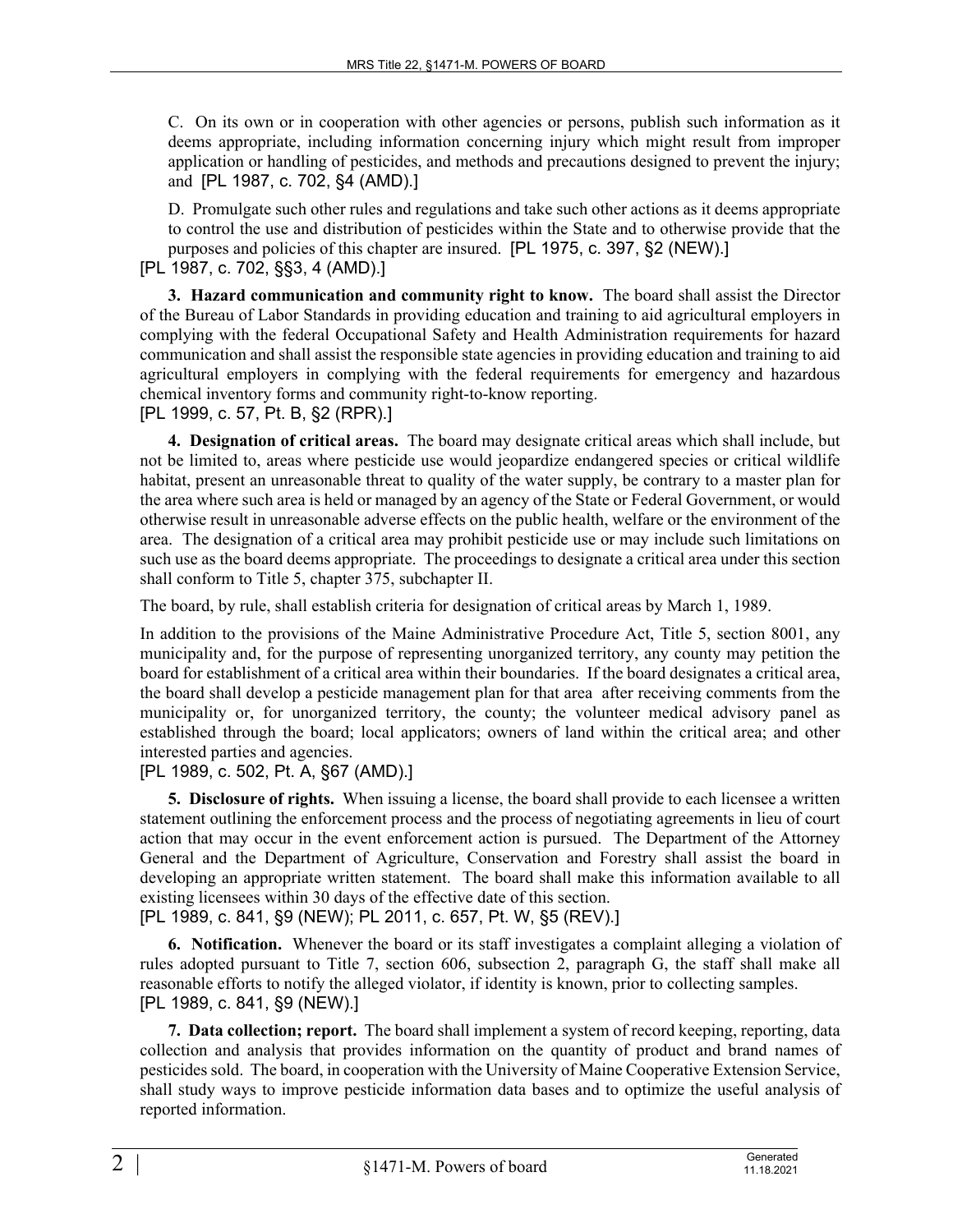C. On its own or in cooperation with other agencies or persons, publish such information as it deems appropriate, including information concerning injury which might result from improper application or handling of pesticides, and methods and precautions designed to prevent the injury; and [PL 1987, c. 702, §4 (AMD).]

D. Promulgate such other rules and regulations and take such other actions as it deems appropriate to control the use and distribution of pesticides within the State and to otherwise provide that the purposes and policies of this chapter are insured. [PL 1975, c. 397, §2 (NEW).]

[PL 1987, c. 702, §§3, 4 (AMD).]

**3. Hazard communication and community right to know.** The board shall assist the Director of the Bureau of Labor Standards in providing education and training to aid agricultural employers in complying with the federal Occupational Safety and Health Administration requirements for hazard communication and shall assist the responsible state agencies in providing education and training to aid agricultural employers in complying with the federal requirements for emergency and hazardous chemical inventory forms and community right-to-know reporting.

[PL 1999, c. 57, Pt. B, §2 (RPR).]

**4. Designation of critical areas.** The board may designate critical areas which shall include, but not be limited to, areas where pesticide use would jeopardize endangered species or critical wildlife habitat, present an unreasonable threat to quality of the water supply, be contrary to a master plan for the area where such area is held or managed by an agency of the State or Federal Government, or would otherwise result in unreasonable adverse effects on the public health, welfare or the environment of the area. The designation of a critical area may prohibit pesticide use or may include such limitations on such use as the board deems appropriate. The proceedings to designate a critical area under this section shall conform to Title 5, chapter 375, subchapter II.

The board, by rule, shall establish criteria for designation of critical areas by March 1, 1989.

In addition to the provisions of the Maine Administrative Procedure Act, Title 5, section 8001, any municipality and, for the purpose of representing unorganized territory, any county may petition the board for establishment of a critical area within their boundaries. If the board designates a critical area, the board shall develop a pesticide management plan for that area after receiving comments from the municipality or, for unorganized territory, the county; the volunteer medical advisory panel as established through the board; local applicators; owners of land within the critical area; and other interested parties and agencies.

[PL 1989, c. 502, Pt. A, §67 (AMD).]

**5. Disclosure of rights.** When issuing a license, the board shall provide to each licensee a written statement outlining the enforcement process and the process of negotiating agreements in lieu of court action that may occur in the event enforcement action is pursued. The Department of the Attorney General and the Department of Agriculture, Conservation and Forestry shall assist the board in developing an appropriate written statement. The board shall make this information available to all existing licensees within 30 days of the effective date of this section.

[PL 1989, c. 841, §9 (NEW); PL 2011, c. 657, Pt. W, §5 (REV).]

**6. Notification.** Whenever the board or its staff investigates a complaint alleging a violation of rules adopted pursuant to Title 7, section 606, subsection 2, paragraph G, the staff shall make all reasonable efforts to notify the alleged violator, if identity is known, prior to collecting samples.

[PL 1989, c. 841, §9 (NEW).]

**7. Data collection; report.** The board shall implement a system of record keeping, reporting, data collection and analysis that provides information on the quantity of product and brand names of pesticides sold. The board, in cooperation with the University of Maine Cooperative Extension Service, shall study ways to improve pesticide information data bases and to optimize the useful analysis of reported information.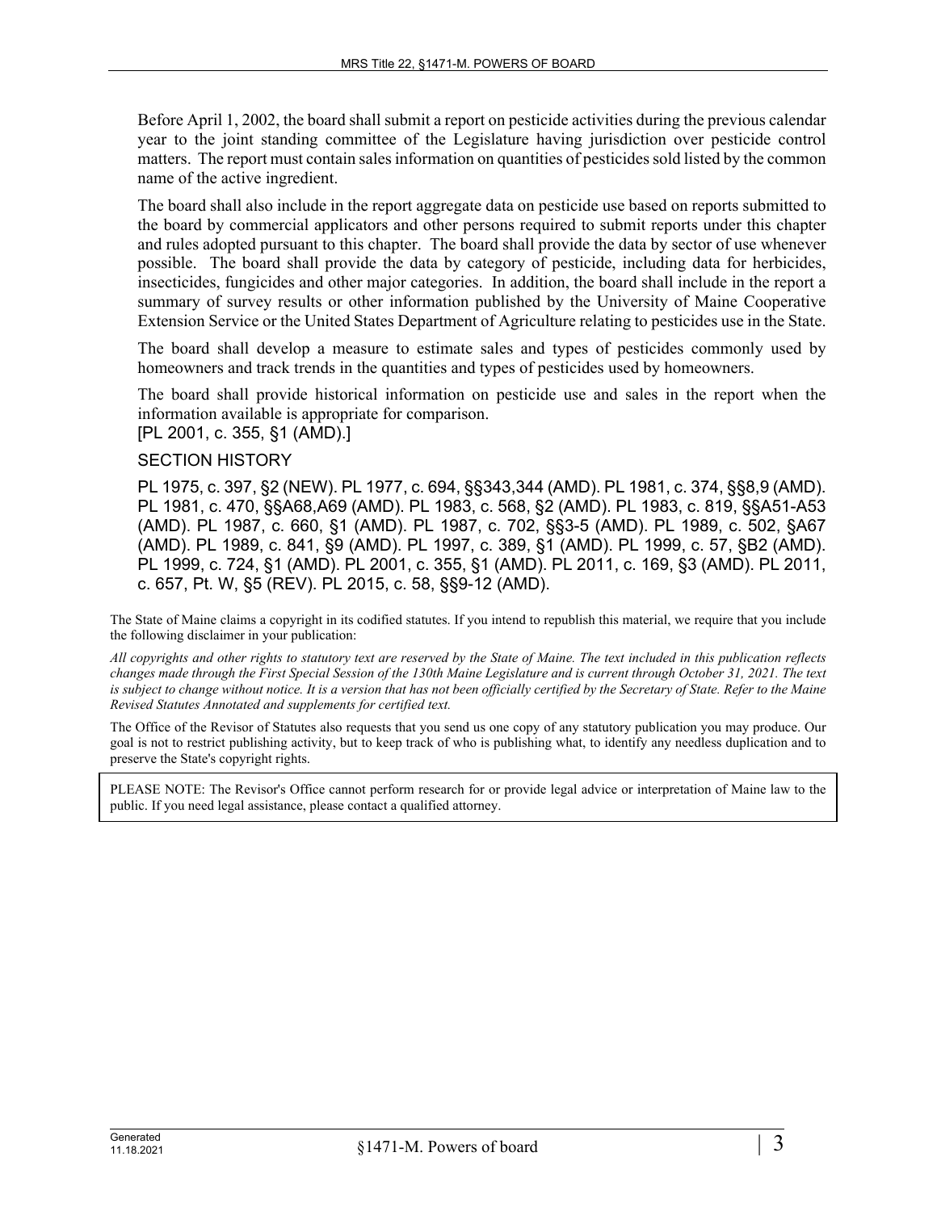Before April 1, 2002, the board shall submit a report on pesticide activities during the previous calendar year to the joint standing committee of the Legislature having jurisdiction over pesticide control matters. The report must contain sales information on quantities of pesticides sold listed by the common name of the active ingredient.

The board shall also include in the report aggregate data on pesticide use based on reports submitted to the board by commercial applicators and other persons required to submit reports under this chapter and rules adopted pursuant to this chapter. The board shall provide the data by sector of use whenever possible. The board shall provide the data by category of pesticide, including data for herbicides, insecticides, fungicides and other major categories. In addition, the board shall include in the report a summary of survey results or other information published by the University of Maine Cooperative Extension Service or the United States Department of Agriculture relating to pesticides use in the State.

The board shall develop a measure to estimate sales and types of pesticides commonly used by homeowners and track trends in the quantities and types of pesticides used by homeowners.

The board shall provide historical information on pesticide use and sales in the report when the information available is appropriate for comparison.
[PL 2001, c. 355, §1 (AMD).]

SECTION HISTORY

PL 1975, c. 397, §2 (NEW). PL 1977, c. 694, §§343,344 (AMD). PL 1981, c. 374, §§8,9 (AMD). PL 1981, c. 470, §§A68,A69 (AMD). PL 1983, c. 568, §2 (AMD). PL 1983, c. 819, §§A51-A53 (AMD). PL 1987, c. 660, §1 (AMD). PL 1987, c. 702, §§3-5 (AMD). PL 1989, c. 502, §A67 (AMD). PL 1989, c. 841, §9 (AMD). PL 1997, c. 389, §1 (AMD). PL 1999, c. 57, §B2 (AMD). PL 1999, c. 724, §1 (AMD). PL 2001, c. 355, §1 (AMD). PL 2011, c. 169, §3 (AMD). PL 2011, c. 657, Pt. W, §5 (REV). PL 2015, c. 58, §§9-12 (AMD).

The State of Maine claims a copyright in its codified statutes. If you intend to republish this material, we require that you include the following disclaimer in your publication:

*All copyrights and other rights to statutory text are reserved by the State of Maine. The text included in this publication reflects changes made through the First Special Session of the 130th Maine Legislature and is current through October 31, 2021. The text is subject to change without notice. It is a version that has not been officially certified by the Secretary of State. Refer to the Maine Revised Statutes Annotated and supplements for certified text.*

The Office of the Revisor of Statutes also requests that you send us one copy of any statutory publication you may produce. Our goal is not to restrict publishing activity, but to keep track of who is publishing what, to identify any needless duplication and to preserve the State's copyright rights.

PLEASE NOTE: The Revisor's Office cannot perform research for or provide legal advice or interpretation of Maine law to the public. If you need legal assistance, please contact a qualified attorney.